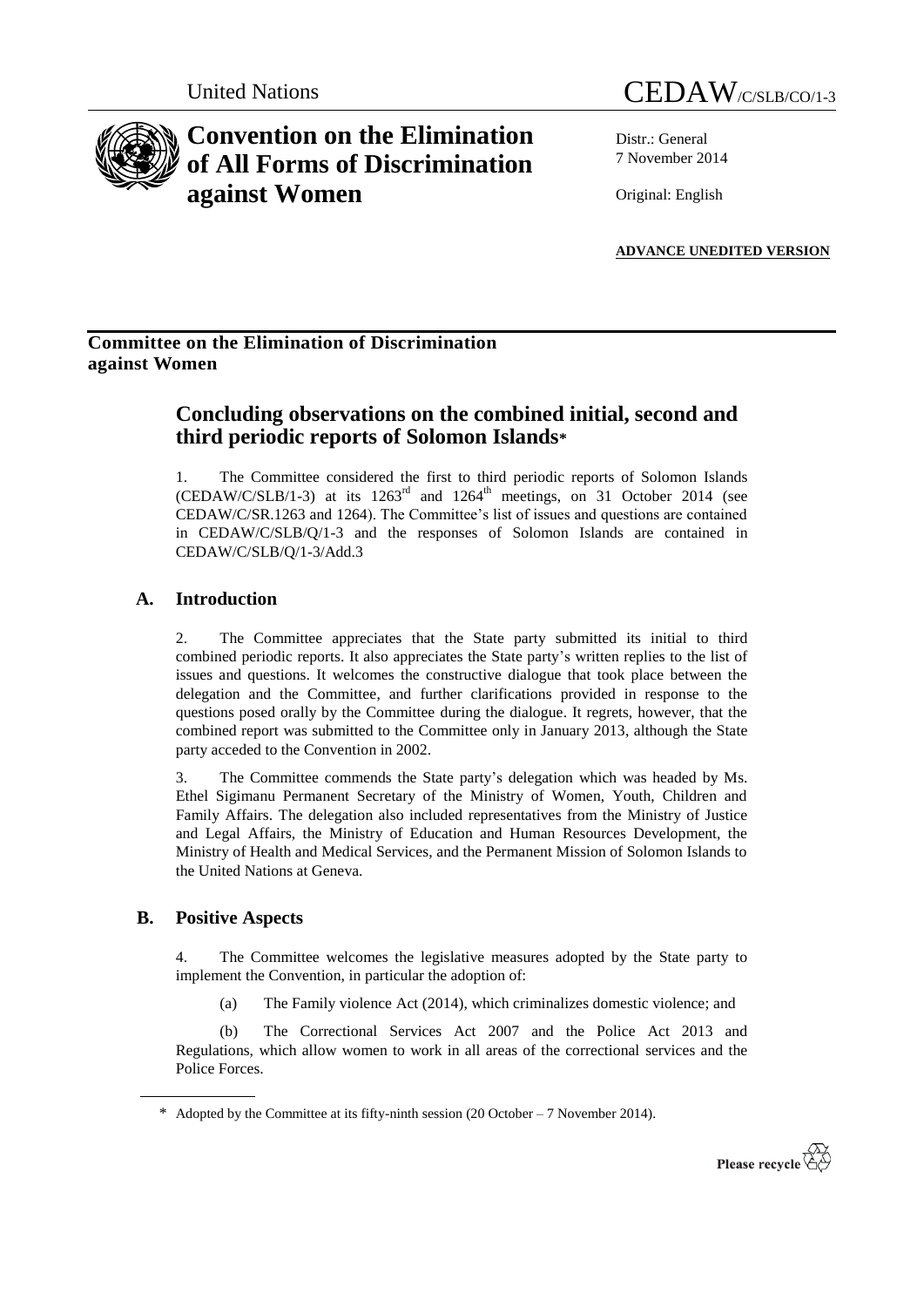United Nations

CEDAW/C/SLB/CO/1-3

# Convention on the Elimination of All Forms of Discrimination against Women

Distr.: General
7 November 2014

Original: English

**ADVANCE UNEDITED VERSION**

## Committee on the Elimination of Discrimination against Women

## Concluding observations on the combined initial, second and third periodic reports of Solomon Islands*

1. The Committee considered the first to third periodic reports of Solomon Islands (CEDAW/C/SLB/1-3) at its 1263rd and 1264th meetings, on 31 October 2014 (see CEDAW/C/SR.1263 and 1264). The Committee's list of issues and questions are contained in CEDAW/C/SLB/Q/1-3 and the responses of Solomon Islands are contained in CEDAW/C/SLB/Q/1-3/Add.3

### A. Introduction

2. The Committee appreciates that the State party submitted its initial to third combined periodic reports. It also appreciates the State party's written replies to the list of issues and questions. It welcomes the constructive dialogue that took place between the delegation and the Committee, and further clarifications provided in response to the questions posed orally by the Committee during the dialogue. It regrets, however, that the combined report was submitted to the Committee only in January 2013, although the State party acceded to the Convention in 2002.

3. The Committee commends the State party's delegation which was headed by Ms. Ethel Sigimanu Permanent Secretary of the Ministry of Women, Youth, Children and Family Affairs. The delegation also included representatives from the Ministry of Justice and Legal Affairs, the Ministry of Education and Human Resources Development, the Ministry of Health and Medical Services, and the Permanent Mission of Solomon Islands to the United Nations at Geneva.

### B. Positive Aspects

4. The Committee welcomes the legislative measures adopted by the State party to implement the Convention, in particular the adoption of:

(a) The Family violence Act (2014), which criminalizes domestic violence; and

(b) The Correctional Services Act 2007 and the Police Act 2013 and Regulations, which allow women to work in all areas of the correctional services and the Police Forces.

\* Adopted by the Committee at its fifty-ninth session (20 October – 7 November 2014).

Please recycle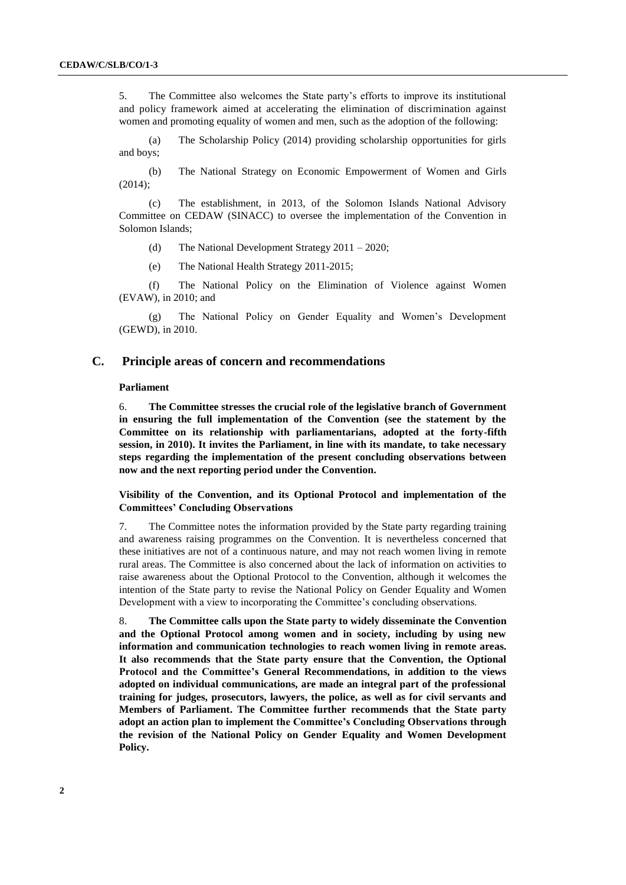5. The Committee also welcomes the State party's efforts to improve its institutional and policy framework aimed at accelerating the elimination of discrimination against women and promoting equality of women and men, such as the adoption of the following:

(a) The Scholarship Policy (2014) providing scholarship opportunities for girls and boys;

(b) The National Strategy on Economic Empowerment of Women and Girls (2014);

(c) The establishment, in 2013, of the Solomon Islands National Advisory Committee on CEDAW (SINACC) to oversee the implementation of the Convention in Solomon Islands;

(d) The National Development Strategy 2011 – 2020;

(e) The National Health Strategy 2011-2015;

(f) The National Policy on the Elimination of Violence against Women (EVAW), in 2010; and

(g) The National Policy on Gender Equality and Women's Development (GEWD), in 2010.

## C. Principle areas of concern and recommendations

### Parliament

6. **The Committee stresses the crucial role of the legislative branch of Government in ensuring the full implementation of the Convention (see the statement by the Committee on its relationship with parliamentarians, adopted at the forty-fifth session, in 2010). It invites the Parliament, in line with its mandate, to take necessary steps regarding the implementation of the present concluding observations between now and the next reporting period under the Convention.**

### Visibility of the Convention, and its Optional Protocol and implementation of the Committees' Concluding Observations

7. The Committee notes the information provided by the State party regarding training and awareness raising programmes on the Convention. It is nevertheless concerned that these initiatives are not of a continuous nature, and may not reach women living in remote rural areas. The Committee is also concerned about the lack of information on activities to raise awareness about the Optional Protocol to the Convention, although it welcomes the intention of the State party to revise the National Policy on Gender Equality and Women Development with a view to incorporating the Committee's concluding observations.

8. **The Committee calls upon the State party to widely disseminate the Convention and the Optional Protocol among women and in society, including by using new information and communication technologies to reach women living in remote areas. It also recommends that the State party ensure that the Convention, the Optional Protocol and the Committee's General Recommendations, in addition to the views adopted on individual communications, are made an integral part of the professional training for judges, prosecutors, lawyers, the police, as well as for civil servants and Members of Parliament. The Committee further recommends that the State party adopt an action plan to implement the Committee's Concluding Observations through the revision of the National Policy on Gender Equality and Women Development Policy.**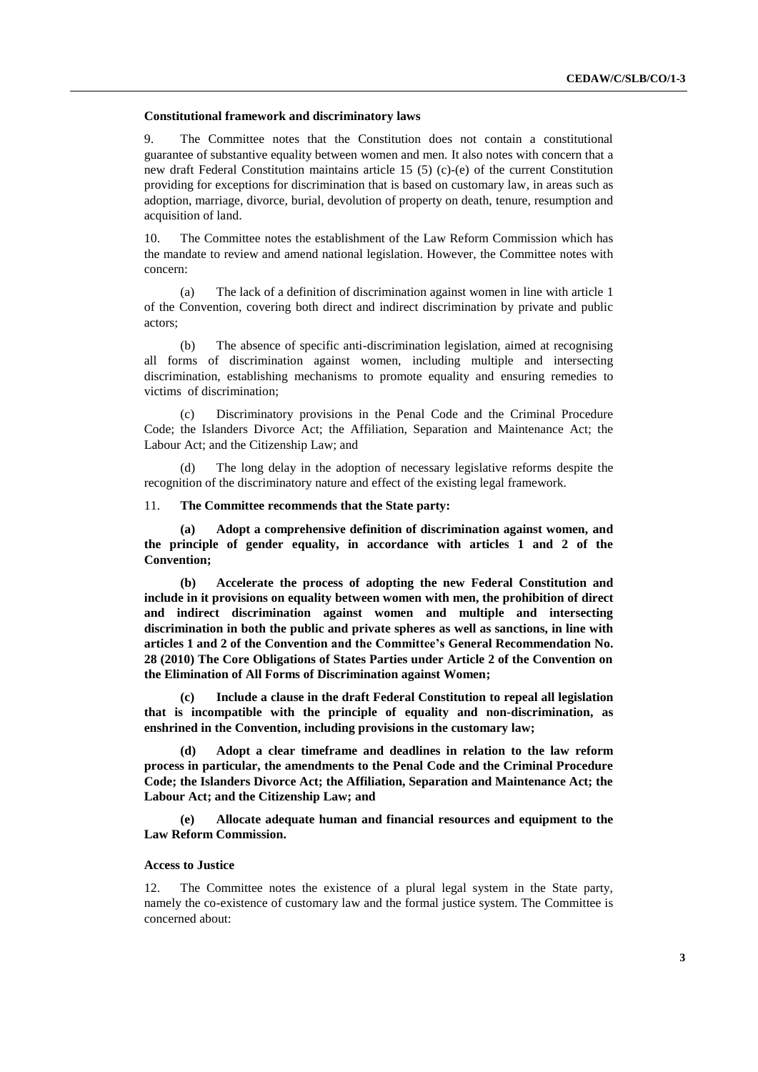**Constitutional framework and discriminatory laws**

9. The Committee notes that the Constitution does not contain a constitutional guarantee of substantive equality between women and men. It also notes with concern that a new draft Federal Constitution maintains article 15 (5) (c)-(e) of the current Constitution providing for exceptions for discrimination that is based on customary law, in areas such as adoption, marriage, divorce, burial, devolution of property on death, tenure, resumption and acquisition of land.

10. The Committee notes the establishment of the Law Reform Commission which has the mandate to review and amend national legislation. However, the Committee notes with concern:

(a) The lack of a definition of discrimination against women in line with article 1 of the Convention, covering both direct and indirect discrimination by private and public actors;

(b) The absence of specific anti-discrimination legislation, aimed at recognising all forms of discrimination against women, including multiple and intersecting discrimination, establishing mechanisms to promote equality and ensuring remedies to victims of discrimination;

(c) Discriminatory provisions in the Penal Code and the Criminal Procedure Code; the Islanders Divorce Act; the Affiliation, Separation and Maintenance Act; the Labour Act; and the Citizenship Law; and

(d) The long delay in the adoption of necessary legislative reforms despite the recognition of the discriminatory nature and effect of the existing legal framework.

11. **The Committee recommends that the State party:**

**(a) Adopt a comprehensive definition of discrimination against women, and the principle of gender equality, in accordance with articles 1 and 2 of the Convention;**

**(b) Accelerate the process of adopting the new Federal Constitution and include in it provisions on equality between women with men, the prohibition of direct and indirect discrimination against women and multiple and intersecting discrimination in both the public and private spheres as well as sanctions, in line with articles 1 and 2 of the Convention and the Committee's General Recommendation No. 28 (2010) The Core Obligations of States Parties under Article 2 of the Convention on the Elimination of All Forms of Discrimination against Women;**

**(c) Include a clause in the draft Federal Constitution to repeal all legislation that is incompatible with the principle of equality and non-discrimination, as enshrined in the Convention, including provisions in the customary law;**

**(d) Adopt a clear timeframe and deadlines in relation to the law reform process in particular, the amendments to the Penal Code and the Criminal Procedure Code; the Islanders Divorce Act; the Affiliation, Separation and Maintenance Act; the Labour Act; and the Citizenship Law; and**

**(e) Allocate adequate human and financial resources and equipment to the Law Reform Commission.**

**Access to Justice**

12. The Committee notes the existence of a plural legal system in the State party, namely the co-existence of customary law and the formal justice system. The Committee is concerned about: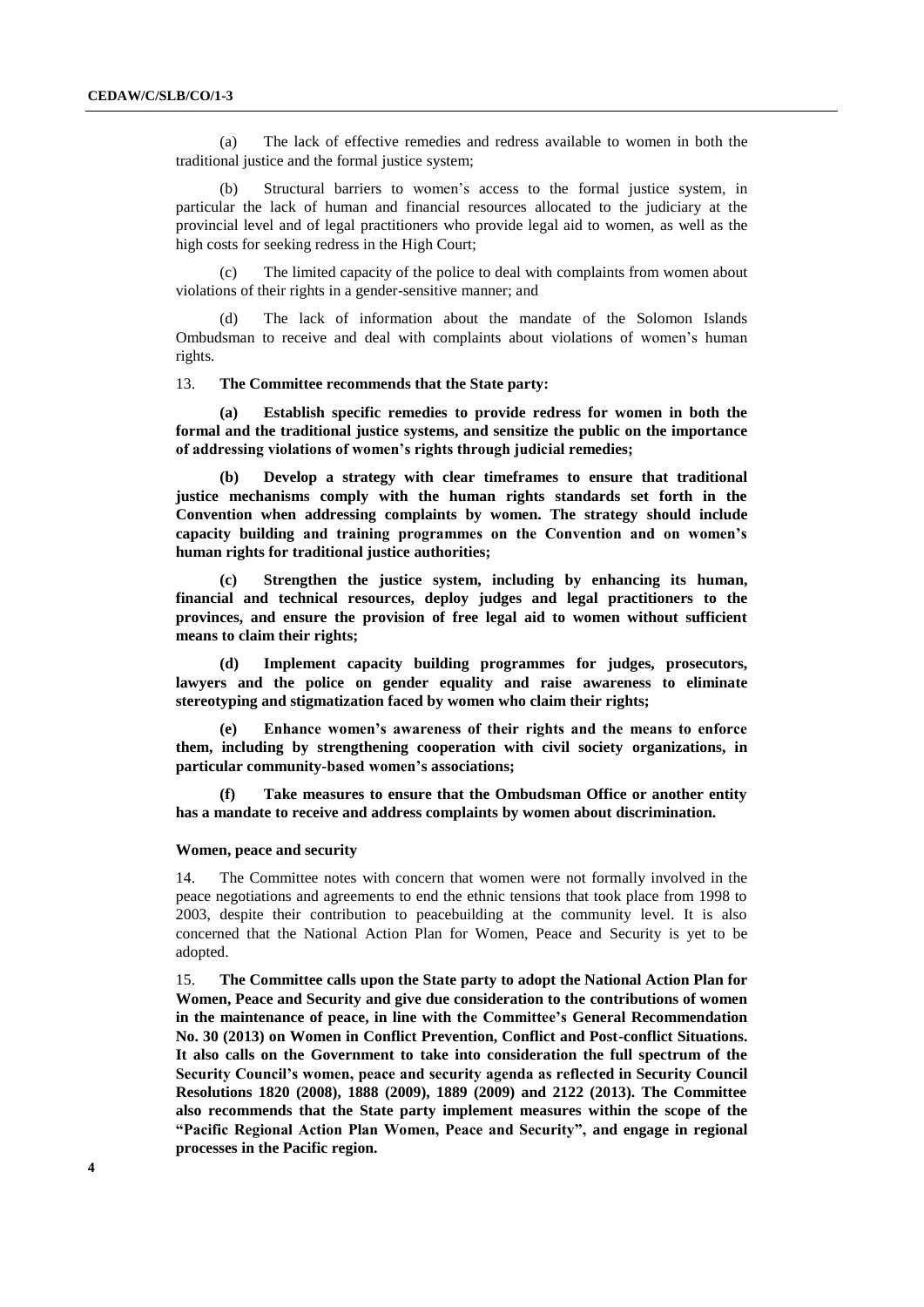(a) The lack of effective remedies and redress available to women in both the traditional justice and the formal justice system;

(b) Structural barriers to women's access to the formal justice system, in particular the lack of human and financial resources allocated to the judiciary at the provincial level and of legal practitioners who provide legal aid to women, as well as the high costs for seeking redress in the High Court;

(c) The limited capacity of the police to deal with complaints from women about violations of their rights in a gender-sensitive manner; and

(d) The lack of information about the mandate of the Solomon Islands Ombudsman to receive and deal with complaints about violations of women's human rights.

13. **The Committee recommends that the State party:**

**(a) Establish specific remedies to provide redress for women in both the formal and the traditional justice systems, and sensitize the public on the importance of addressing violations of women's rights through judicial remedies;**

**(b) Develop a strategy with clear timeframes to ensure that traditional justice mechanisms comply with the human rights standards set forth in the Convention when addressing complaints by women. The strategy should include capacity building and training programmes on the Convention and on women's human rights for traditional justice authorities;**

**(c) Strengthen the justice system, including by enhancing its human, financial and technical resources, deploy judges and legal practitioners to the provinces, and ensure the provision of free legal aid to women without sufficient means to claim their rights;**

**(d) Implement capacity building programmes for judges, prosecutors, lawyers and the police on gender equality and raise awareness to eliminate stereotyping and stigmatization faced by women who claim their rights;**

**(e) Enhance women's awareness of their rights and the means to enforce them, including by strengthening cooperation with civil society organizations, in particular community-based women's associations;**

**(f) Take measures to ensure that the Ombudsman Office or another entity has a mandate to receive and address complaints by women about discrimination.**

#### Women, peace and security

14. The Committee notes with concern that women were not formally involved in the peace negotiations and agreements to end the ethnic tensions that took place from 1998 to 2003, despite their contribution to peacebuilding at the community level. It is also concerned that the National Action Plan for Women, Peace and Security is yet to be adopted.

15. **The Committee calls upon the State party to adopt the National Action Plan for Women, Peace and Security and give due consideration to the contributions of women in the maintenance of peace, in line with the Committee's General Recommendation No. 30 (2013) on Women in Conflict Prevention, Conflict and Post-conflict Situations. It also calls on the Government to take into consideration the full spectrum of the Security Council's women, peace and security agenda as reflected in Security Council Resolutions 1820 (2008), 1888 (2009), 1889 (2009) and 2122 (2013). The Committee also recommends that the State party implement measures within the scope of the "Pacific Regional Action Plan Women, Peace and Security", and engage in regional processes in the Pacific region.**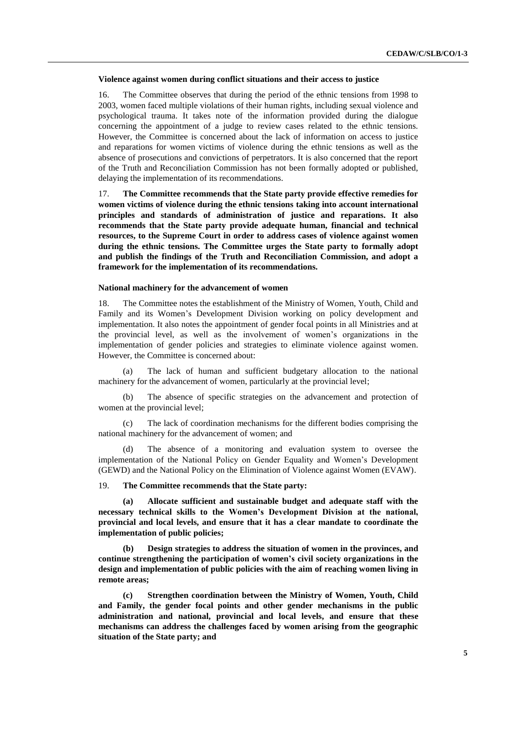### Violence against women during conflict situations and their access to justice

16. The Committee observes that during the period of the ethnic tensions from 1998 to 2003, women faced multiple violations of their human rights, including sexual violence and psychological trauma. It takes note of the information provided during the dialogue concerning the appointment of a judge to review cases related to the ethnic tensions. However, the Committee is concerned about the lack of information on access to justice and reparations for women victims of violence during the ethnic tensions as well as the absence of prosecutions and convictions of perpetrators. It is also concerned that the report of the Truth and Reconciliation Commission has not been formally adopted or published, delaying the implementation of its recommendations.

17. **The Committee recommends that the State party provide effective remedies for women victims of violence during the ethnic tensions taking into account international principles and standards of administration of justice and reparations. It also recommends that the State party provide adequate human, financial and technical resources, to the Supreme Court in order to address cases of violence against women during the ethnic tensions. The Committee urges the State party to formally adopt and publish the findings of the Truth and Reconciliation Commission, and adopt a framework for the implementation of its recommendations.**

### National machinery for the advancement of women

18. The Committee notes the establishment of the Ministry of Women, Youth, Child and Family and its Women's Development Division working on policy development and implementation. It also notes the appointment of gender focal points in all Ministries and at the provincial level, as well as the involvement of women's organizations in the implementation of gender policies and strategies to eliminate violence against women. However, the Committee is concerned about:

(a) The lack of human and sufficient budgetary allocation to the national machinery for the advancement of women, particularly at the provincial level;

(b) The absence of specific strategies on the advancement and protection of women at the provincial level;

(c) The lack of coordination mechanisms for the different bodies comprising the national machinery for the advancement of women; and

(d) The absence of a monitoring and evaluation system to oversee the implementation of the National Policy on Gender Equality and Women's Development (GEWD) and the National Policy on the Elimination of Violence against Women (EVAW).

19. **The Committee recommends that the State party:**

**(a) Allocate sufficient and sustainable budget and adequate staff with the necessary technical skills to the Women's Development Division at the national, provincial and local levels, and ensure that it has a clear mandate to coordinate the implementation of public policies;**

**(b) Design strategies to address the situation of women in the provinces, and continue strengthening the participation of women's civil society organizations in the design and implementation of public policies with the aim of reaching women living in remote areas;**

**(c) Strengthen coordination between the Ministry of Women, Youth, Child and Family, the gender focal points and other gender mechanisms in the public administration and national, provincial and local levels, and ensure that these mechanisms can address the challenges faced by women arising from the geographic situation of the State party; and**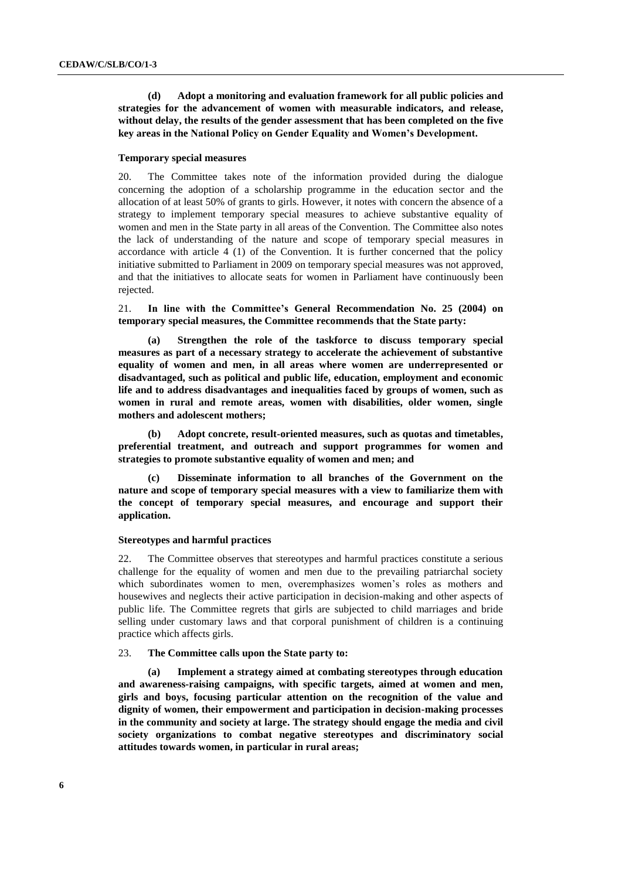**(d) Adopt a monitoring and evaluation framework for all public policies and strategies for the advancement of women with measurable indicators, and release, without delay, the results of the gender assessment that has been completed on the five key areas in the National Policy on Gender Equality and Women's Development.**

#### Temporary special measures

20. The Committee takes note of the information provided during the dialogue concerning the adoption of a scholarship programme in the education sector and the allocation of at least 50% of grants to girls. However, it notes with concern the absence of a strategy to implement temporary special measures to achieve substantive equality of women and men in the State party in all areas of the Convention. The Committee also notes the lack of understanding of the nature and scope of temporary special measures in accordance with article 4 (1) of the Convention. It is further concerned that the policy initiative submitted to Parliament in 2009 on temporary special measures was not approved, and that the initiatives to allocate seats for women in Parliament have continuously been rejected.

21. **In line with the Committee's General Recommendation No. 25 (2004) on temporary special measures, the Committee recommends that the State party:**

**(a) Strengthen the role of the taskforce to discuss temporary special measures as part of a necessary strategy to accelerate the achievement of substantive equality of women and men, in all areas where women are underrepresented or disadvantaged, such as political and public life, education, employment and economic life and to address disadvantages and inequalities faced by groups of women, such as women in rural and remote areas, women with disabilities, older women, single mothers and adolescent mothers;**

**(b) Adopt concrete, result-oriented measures, such as quotas and timetables, preferential treatment, and outreach and support programmes for women and strategies to promote substantive equality of women and men; and**

**(c) Disseminate information to all branches of the Government on the nature and scope of temporary special measures with a view to familiarize them with the concept of temporary special measures, and encourage and support their application.**

#### Stereotypes and harmful practices

22. The Committee observes that stereotypes and harmful practices constitute a serious challenge for the equality of women and men due to the prevailing patriarchal society which subordinates women to men, overemphasizes women's roles as mothers and housewives and neglects their active participation in decision-making and other aspects of public life. The Committee regrets that girls are subjected to child marriages and bride selling under customary laws and that corporal punishment of children is a continuing practice which affects girls.

23. **The Committee calls upon the State party to:**

**(a) Implement a strategy aimed at combating stereotypes through education and awareness-raising campaigns, with specific targets, aimed at women and men, girls and boys, focusing particular attention on the recognition of the value and dignity of women, their empowerment and participation in decision-making processes in the community and society at large. The strategy should engage the media and civil society organizations to combat negative stereotypes and discriminatory social attitudes towards women, in particular in rural areas;**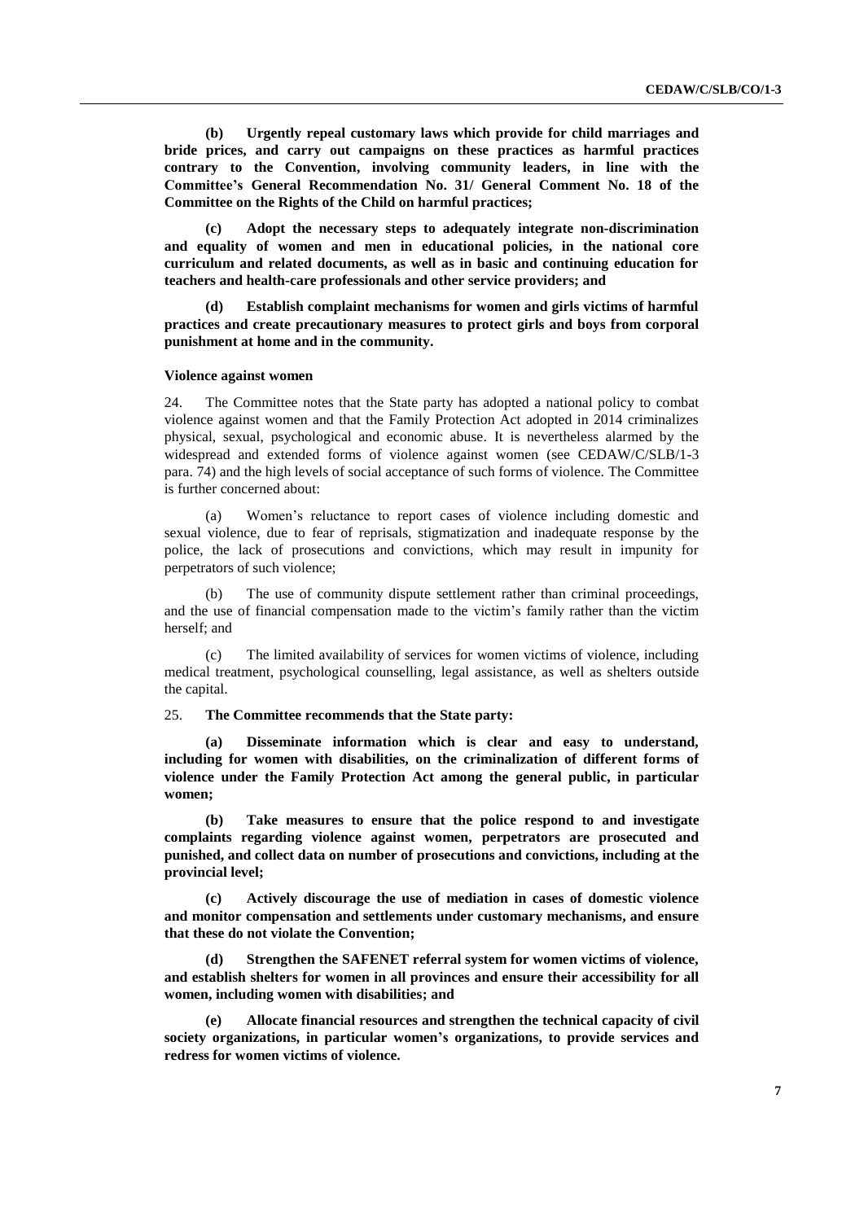**(b) Urgently repeal customary laws which provide for child marriages and bride prices, and carry out campaigns on these practices as harmful practices contrary to the Convention, involving community leaders, in line with the Committee's General Recommendation No. 31/ General Comment No. 18 of the Committee on the Rights of the Child on harmful practices;**

**(c) Adopt the necessary steps to adequately integrate non-discrimination and equality of women and men in educational policies, in the national core curriculum and related documents, as well as in basic and continuing education for teachers and health-care professionals and other service providers; and**

**(d) Establish complaint mechanisms for women and girls victims of harmful practices and create precautionary measures to protect girls and boys from corporal punishment at home and in the community.**

#### Violence against women

24. The Committee notes that the State party has adopted a national policy to combat violence against women and that the Family Protection Act adopted in 2014 criminalizes physical, sexual, psychological and economic abuse. It is nevertheless alarmed by the widespread and extended forms of violence against women (see CEDAW/C/SLB/1-3 para. 74) and the high levels of social acceptance of such forms of violence. The Committee is further concerned about:

(a) Women's reluctance to report cases of violence including domestic and sexual violence, due to fear of reprisals, stigmatization and inadequate response by the police, the lack of prosecutions and convictions, which may result in impunity for perpetrators of such violence;

(b) The use of community dispute settlement rather than criminal proceedings, and the use of financial compensation made to the victim's family rather than the victim herself; and

(c) The limited availability of services for women victims of violence, including medical treatment, psychological counselling, legal assistance, as well as shelters outside the capital.

25. **The Committee recommends that the State party:**

**(a) Disseminate information which is clear and easy to understand, including for women with disabilities, on the criminalization of different forms of violence under the Family Protection Act among the general public, in particular women;**

**(b) Take measures to ensure that the police respond to and investigate complaints regarding violence against women, perpetrators are prosecuted and punished, and collect data on number of prosecutions and convictions, including at the provincial level;**

**(c) Actively discourage the use of mediation in cases of domestic violence and monitor compensation and settlements under customary mechanisms, and ensure that these do not violate the Convention;**

**(d) Strengthen the SAFENET referral system for women victims of violence, and establish shelters for women in all provinces and ensure their accessibility for all women, including women with disabilities; and**

**(e) Allocate financial resources and strengthen the technical capacity of civil society organizations, in particular women's organizations, to provide services and redress for women victims of violence.**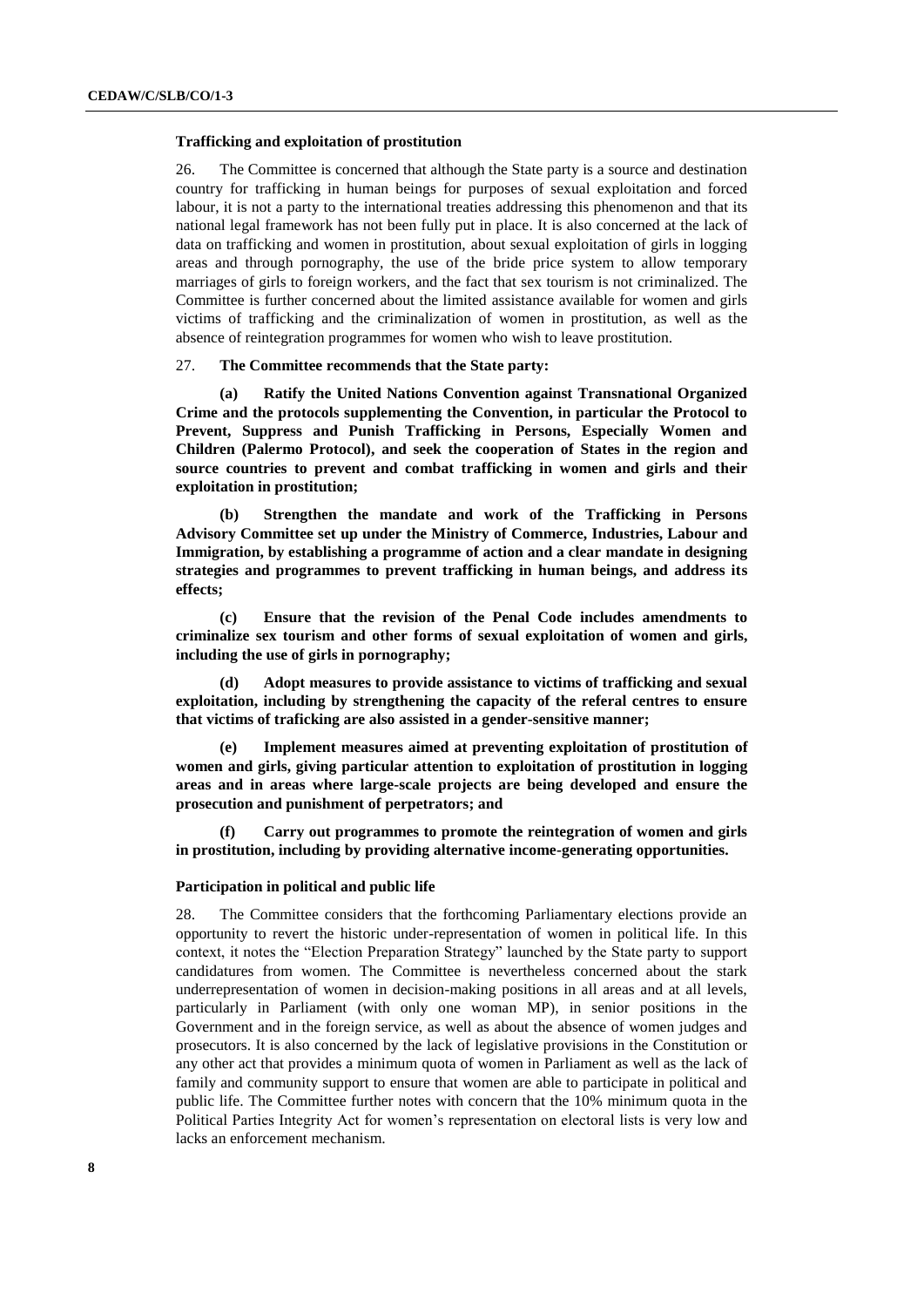### Trafficking and exploitation of prostitution

26. The Committee is concerned that although the State party is a source and destination country for trafficking in human beings for purposes of sexual exploitation and forced labour, it is not a party to the international treaties addressing this phenomenon and that its national legal framework has not been fully put in place. It is also concerned at the lack of data on trafficking and women in prostitution, about sexual exploitation of girls in logging areas and through pornography, the use of the bride price system to allow temporary marriages of girls to foreign workers, and the fact that sex tourism is not criminalized. The Committee is further concerned about the limited assistance available for women and girls victims of trafficking and the criminalization of women in prostitution, as well as the absence of reintegration programmes for women who wish to leave prostitution.

27. **The Committee recommends that the State party:**

**(a) Ratify the United Nations Convention against Transnational Organized Crime and the protocols supplementing the Convention, in particular the Protocol to Prevent, Suppress and Punish Trafficking in Persons, Especially Women and Children (Palermo Protocol), and seek the cooperation of States in the region and source countries to prevent and combat trafficking in women and girls and their exploitation in prostitution;**

**(b) Strengthen the mandate and work of the Trafficking in Persons Advisory Committee set up under the Ministry of Commerce, Industries, Labour and Immigration, by establishing a programme of action and a clear mandate in designing strategies and programmes to prevent trafficking in human beings, and address its effects;**

**(c) Ensure that the revision of the Penal Code includes amendments to criminalize sex tourism and other forms of sexual exploitation of women and girls, including the use of girls in pornography;**

**(d) Adopt measures to provide assistance to victims of trafficking and sexual exploitation, including by strengthening the capacity of the referal centres to ensure that victims of traficking are also assisted in a gender-sensitive manner;**

**(e) Implement measures aimed at preventing exploitation of prostitution of women and girls, giving particular attention to exploitation of prostitution in logging areas and in areas where large-scale projects are being developed and ensure the prosecution and punishment of perpetrators; and**

**(f) Carry out programmes to promote the reintegration of women and girls in prostitution, including by providing alternative income-generating opportunities.**

### Participation in political and public life

28. The Committee considers that the forthcoming Parliamentary elections provide an opportunity to revert the historic under-representation of women in political life. In this context, it notes the "Election Preparation Strategy" launched by the State party to support candidatures from women. The Committee is nevertheless concerned about the stark underrepresentation of women in decision-making positions in all areas and at all levels, particularly in Parliament (with only one woman MP), in senior positions in the Government and in the foreign service, as well as about the absence of women judges and prosecutors. It is also concerned by the lack of legislative provisions in the Constitution or any other act that provides a minimum quota of women in Parliament as well as the lack of family and community support to ensure that women are able to participate in political and public life. The Committee further notes with concern that the 10% minimum quota in the Political Parties Integrity Act for women's representation on electoral lists is very low and lacks an enforcement mechanism.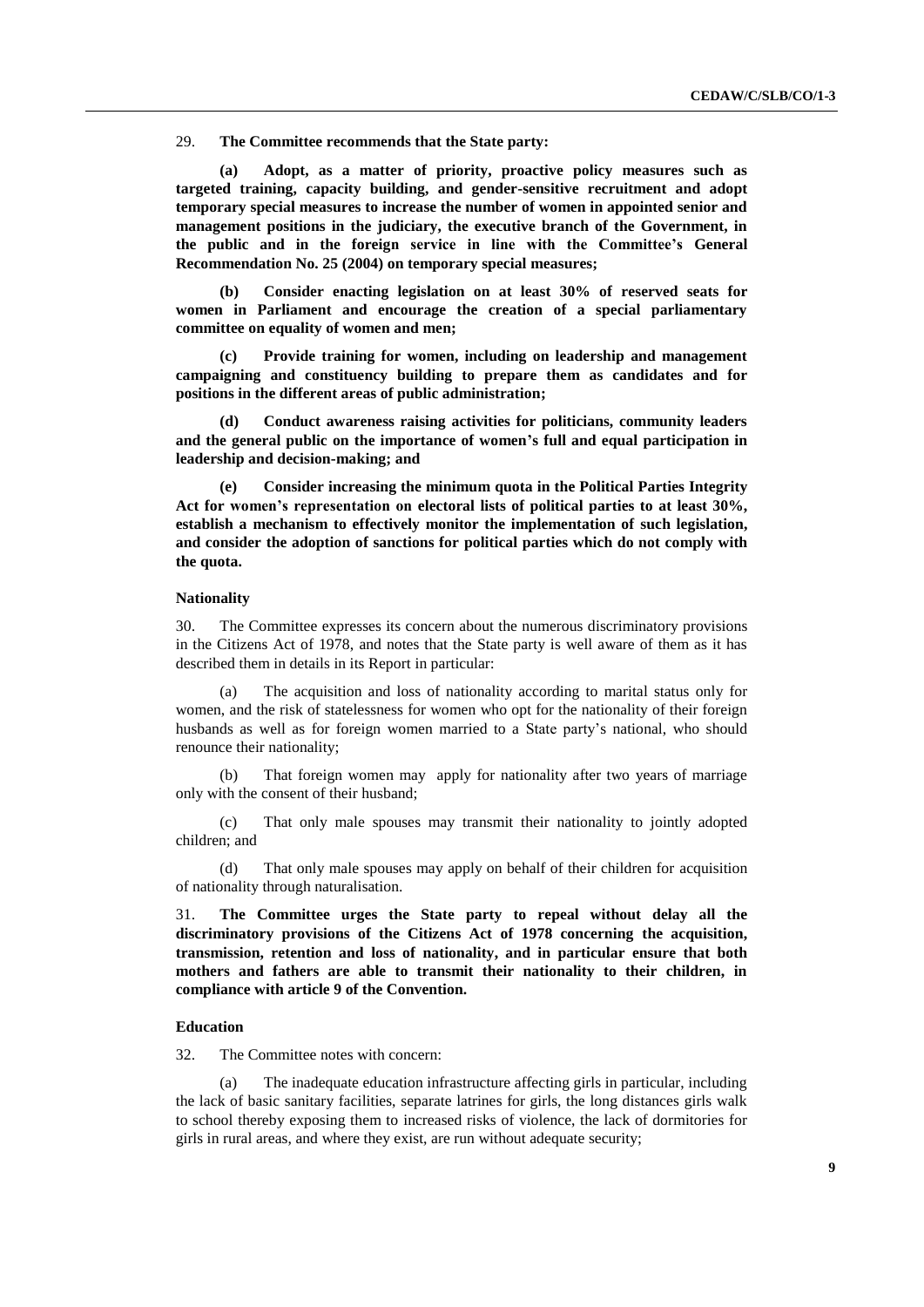29. **The Committee recommends that the State party:**

**(a) Adopt, as a matter of priority, proactive policy measures such as targeted training, capacity building, and gender-sensitive recruitment and adopt temporary special measures to increase the number of women in appointed senior and management positions in the judiciary, the executive branch of the Government, in the public and in the foreign service in line with the Committee's General Recommendation No. 25 (2004) on temporary special measures;**

**(b) Consider enacting legislation on at least 30% of reserved seats for women in Parliament and encourage the creation of a special parliamentary committee on equality of women and men;**

**(c) Provide training for women, including on leadership and management campaigning and constituency building to prepare them as candidates and for positions in the different areas of public administration;**

**(d) Conduct awareness raising activities for politicians, community leaders and the general public on the importance of women's full and equal participation in leadership and decision-making; and**

**(e) Consider increasing the minimum quota in the Political Parties Integrity Act for women's representation on electoral lists of political parties to at least 30%, establish a mechanism to effectively monitor the implementation of such legislation, and consider the adoption of sanctions for political parties which do not comply with the quota.**

#### Nationality

30. The Committee expresses its concern about the numerous discriminatory provisions in the Citizens Act of 1978, and notes that the State party is well aware of them as it has described them in details in its Report in particular:

(a) The acquisition and loss of nationality according to marital status only for women, and the risk of statelessness for women who opt for the nationality of their foreign husbands as well as for foreign women married to a State party's national, who should renounce their nationality;

(b) That foreign women may apply for nationality after two years of marriage only with the consent of their husband;

(c) That only male spouses may transmit their nationality to jointly adopted children; and

(d) That only male spouses may apply on behalf of their children for acquisition of nationality through naturalisation.

31. **The Committee urges the State party to repeal without delay all the discriminatory provisions of the Citizens Act of 1978 concerning the acquisition, transmission, retention and loss of nationality, and in particular ensure that both mothers and fathers are able to transmit their nationality to their children, in compliance with article 9 of the Convention.**

#### Education

32. The Committee notes with concern:

(a) The inadequate education infrastructure affecting girls in particular, including the lack of basic sanitary facilities, separate latrines for girls, the long distances girls walk to school thereby exposing them to increased risks of violence, the lack of dormitories for girls in rural areas, and where they exist, are run without adequate security;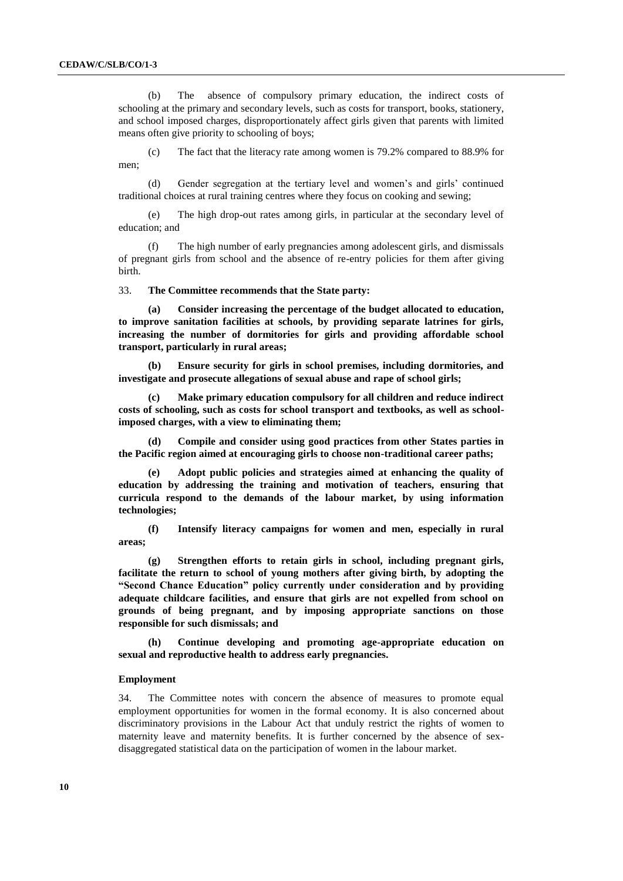(b) The absence of compulsory primary education, the indirect costs of schooling at the primary and secondary levels, such as costs for transport, books, stationery, and school imposed charges, disproportionately affect girls given that parents with limited means often give priority to schooling of boys;

(c) The fact that the literacy rate among women is 79.2% compared to 88.9% for men;

(d) Gender segregation at the tertiary level and women's and girls' continued traditional choices at rural training centres where they focus on cooking and sewing;

(e) The high drop-out rates among girls, in particular at the secondary level of education; and

(f) The high number of early pregnancies among adolescent girls, and dismissals of pregnant girls from school and the absence of re-entry policies for them after giving birth.

33. **The Committee recommends that the State party:**

**(a) Consider increasing the percentage of the budget allocated to education, to improve sanitation facilities at schools, by providing separate latrines for girls, increasing the number of dormitories for girls and providing affordable school transport, particularly in rural areas;**

**(b) Ensure security for girls in school premises, including dormitories, and investigate and prosecute allegations of sexual abuse and rape of school girls;**

**(c) Make primary education compulsory for all children and reduce indirect costs of schooling, such as costs for school transport and textbooks, as well as school-imposed charges, with a view to eliminating them;**

**(d) Compile and consider using good practices from other States parties in the Pacific region aimed at encouraging girls to choose non-traditional career paths;**

**(e) Adopt public policies and strategies aimed at enhancing the quality of education by addressing the training and motivation of teachers, ensuring that curricula respond to the demands of the labour market, by using information technologies;**

**(f) Intensify literacy campaigns for women and men, especially in rural areas;**

**(g) Strengthen efforts to retain girls in school, including pregnant girls, facilitate the return to school of young mothers after giving birth, by adopting the "Second Chance Education" policy currently under consideration and by providing adequate childcare facilities, and ensure that girls are not expelled from school on grounds of being pregnant, and by imposing appropriate sanctions on those responsible for such dismissals; and**

**(h) Continue developing and promoting age-appropriate education on sexual and reproductive health to address early pregnancies.**

### Employment

34. The Committee notes with concern the absence of measures to promote equal employment opportunities for women in the formal economy. It is also concerned about discriminatory provisions in the Labour Act that unduly restrict the rights of women to maternity leave and maternity benefits. It is further concerned by the absence of sex-disaggregated statistical data on the participation of women in the labour market.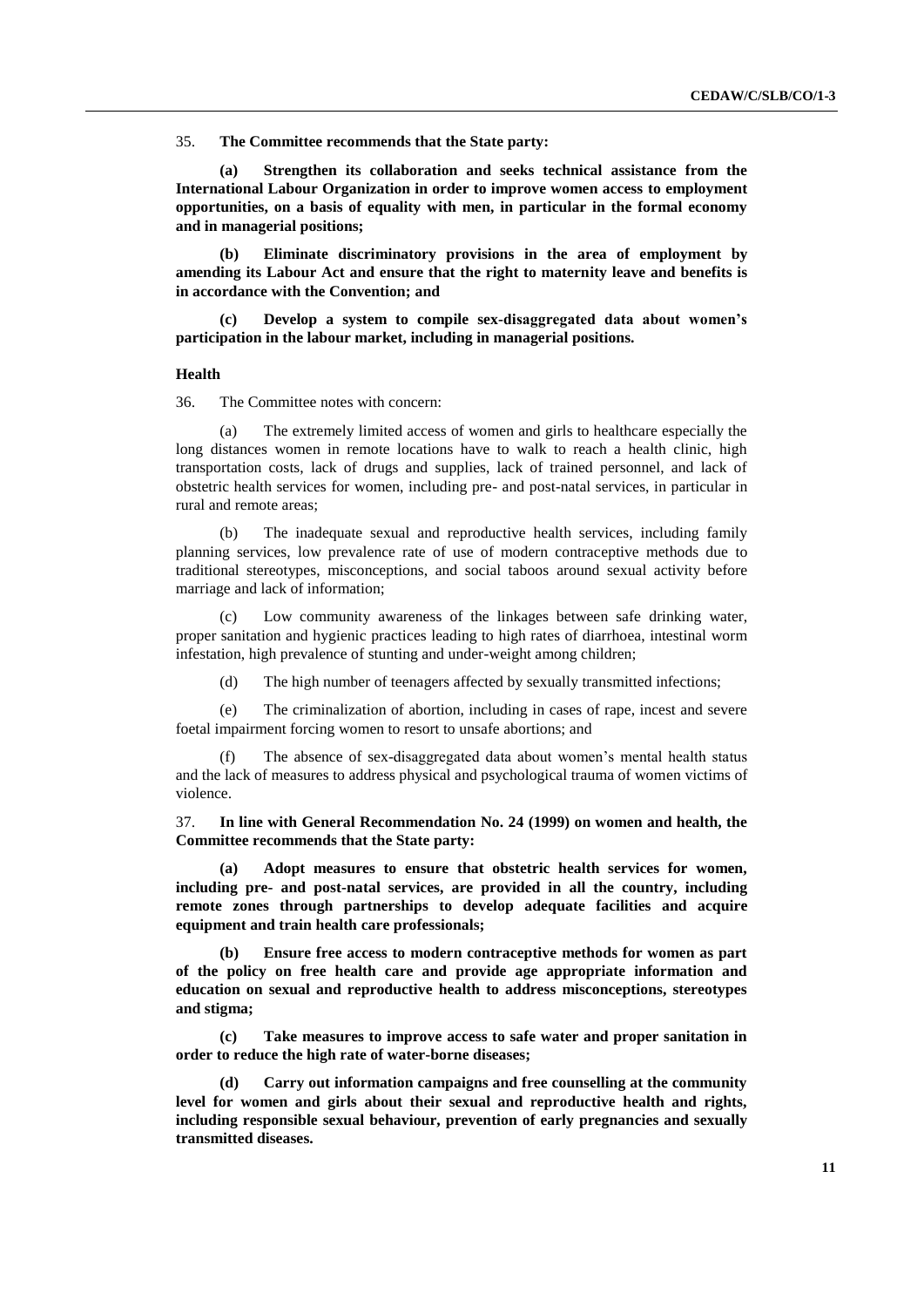35. **The Committee recommends that the State party:**

**(a) Strengthen its collaboration and seeks technical assistance from the International Labour Organization in order to improve women access to employment opportunities, on a basis of equality with men, in particular in the formal economy and in managerial positions;**

**(b) Eliminate discriminatory provisions in the area of employment by amending its Labour Act and ensure that the right to maternity leave and benefits is in accordance with the Convention; and**

**(c) Develop a system to compile sex-disaggregated data about women's participation in the labour market, including in managerial positions.**

### Health

36. The Committee notes with concern:

(a) The extremely limited access of women and girls to healthcare especially the long distances women in remote locations have to walk to reach a health clinic, high transportation costs, lack of drugs and supplies, lack of trained personnel, and lack of obstetric health services for women, including pre- and post-natal services, in particular in rural and remote areas;

(b) The inadequate sexual and reproductive health services, including family planning services, low prevalence rate of use of modern contraceptive methods due to traditional stereotypes, misconceptions, and social taboos around sexual activity before marriage and lack of information;

(c) Low community awareness of the linkages between safe drinking water, proper sanitation and hygienic practices leading to high rates of diarrhoea, intestinal worm infestation, high prevalence of stunting and under-weight among children;

(d) The high number of teenagers affected by sexually transmitted infections;

(e) The criminalization of abortion, including in cases of rape, incest and severe foetal impairment forcing women to resort to unsafe abortions; and

(f) The absence of sex-disaggregated data about women's mental health status and the lack of measures to address physical and psychological trauma of women victims of violence.

37. **In line with General Recommendation No. 24 (1999) on women and health, the Committee recommends that the State party:**

**(a) Adopt measures to ensure that obstetric health services for women, including pre- and post-natal services, are provided in all the country, including remote zones through partnerships to develop adequate facilities and acquire equipment and train health care professionals;**

**(b) Ensure free access to modern contraceptive methods for women as part of the policy on free health care and provide age appropriate information and education on sexual and reproductive health to address misconceptions, stereotypes and stigma;**

**(c) Take measures to improve access to safe water and proper sanitation in order to reduce the high rate of water-borne diseases;**

**(d) Carry out information campaigns and free counselling at the community level for women and girls about their sexual and reproductive health and rights, including responsible sexual behaviour, prevention of early pregnancies and sexually transmitted diseases.**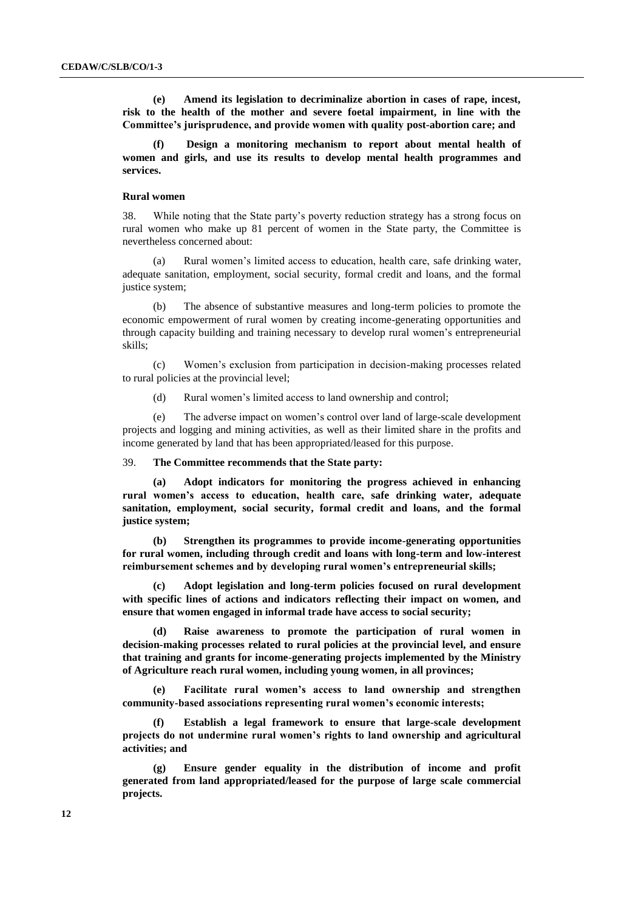**(e) Amend its legislation to decriminalize abortion in cases of rape, incest, risk to the health of the mother and severe foetal impairment, in line with the Committee's jurisprudence, and provide women with quality post-abortion care; and**

**(f) Design a monitoring mechanism to report about mental health of women and girls, and use its results to develop mental health programmes and services.**

### Rural women

38. While noting that the State party's poverty reduction strategy has a strong focus on rural women who make up 81 percent of women in the State party, the Committee is nevertheless concerned about:

(a) Rural women's limited access to education, health care, safe drinking water, adequate sanitation, employment, social security, formal credit and loans, and the formal justice system;

(b) The absence of substantive measures and long-term policies to promote the economic empowerment of rural women by creating income-generating opportunities and through capacity building and training necessary to develop rural women's entrepreneurial skills;

(c) Women's exclusion from participation in decision-making processes related to rural policies at the provincial level;

(d) Rural women's limited access to land ownership and control;

(e) The adverse impact on women's control over land of large-scale development projects and logging and mining activities, as well as their limited share in the profits and income generated by land that has been appropriated/leased for this purpose.

39. **The Committee recommends that the State party:**

**(a) Adopt indicators for monitoring the progress achieved in enhancing rural women's access to education, health care, safe drinking water, adequate sanitation, employment, social security, formal credit and loans, and the formal justice system;**

**(b) Strengthen its programmes to provide income-generating opportunities for rural women, including through credit and loans with long-term and low-interest reimbursement schemes and by developing rural women's entrepreneurial skills;**

**(c) Adopt legislation and long-term policies focused on rural development with specific lines of actions and indicators reflecting their impact on women, and ensure that women engaged in informal trade have access to social security;**

**(d) Raise awareness to promote the participation of rural women in decision-making processes related to rural policies at the provincial level, and ensure that training and grants for income-generating projects implemented by the Ministry of Agriculture reach rural women, including young women, in all provinces;**

**(e) Facilitate rural women's access to land ownership and strengthen community-based associations representing rural women's economic interests;**

**(f) Establish a legal framework to ensure that large-scale development projects do not undermine rural women's rights to land ownership and agricultural activities; and**

**(g) Ensure gender equality in the distribution of income and profit generated from land appropriated/leased for the purpose of large scale commercial projects.**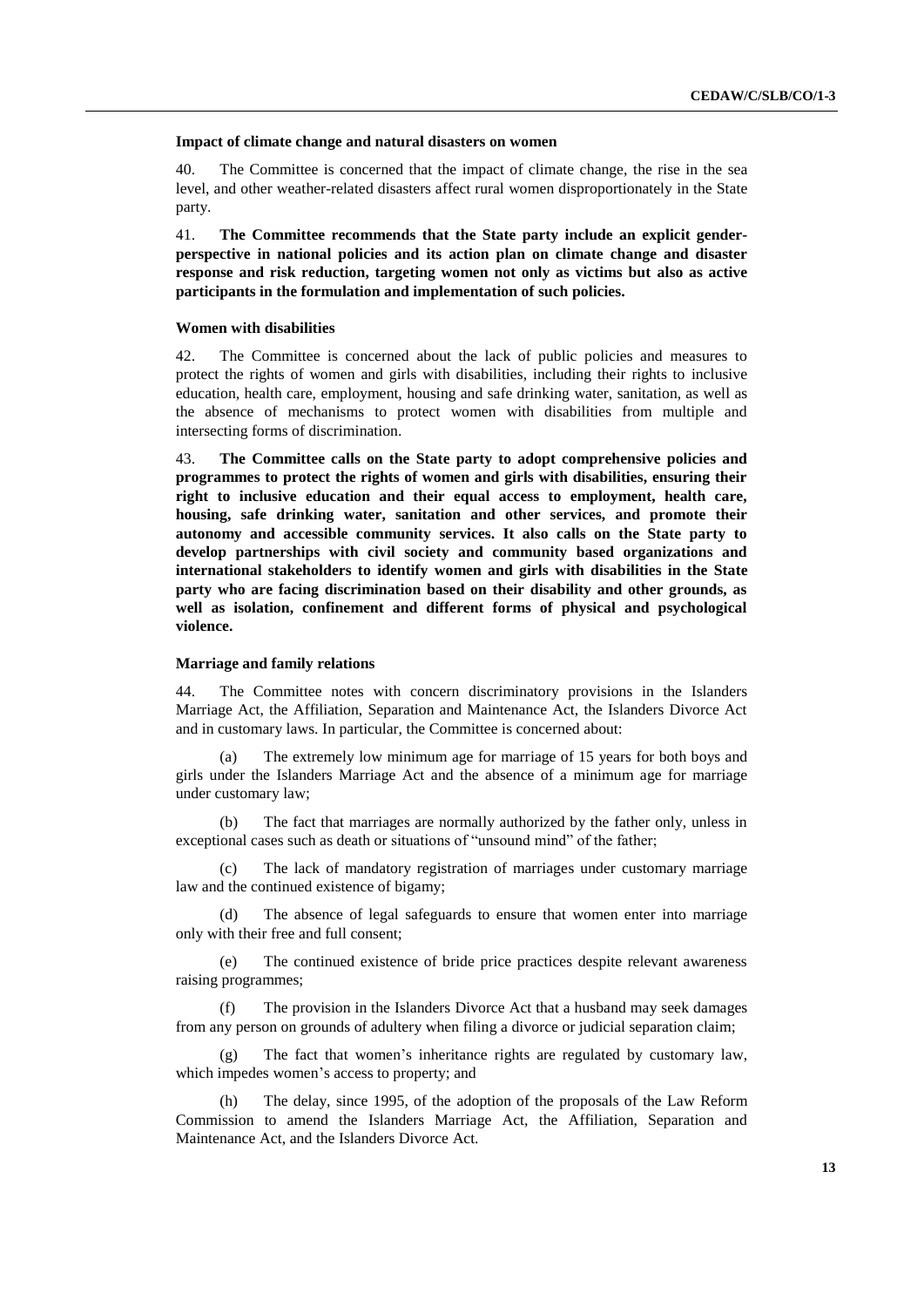### Impact of climate change and natural disasters on women

40. The Committee is concerned that the impact of climate change, the rise in the sea level, and other weather-related disasters affect rural women disproportionately in the State party.

41. **The Committee recommends that the State party include an explicit gender-perspective in national policies and its action plan on climate change and disaster response and risk reduction, targeting women not only as victims but also as active participants in the formulation and implementation of such policies.**

### Women with disabilities

42. The Committee is concerned about the lack of public policies and measures to protect the rights of women and girls with disabilities, including their rights to inclusive education, health care, employment, housing and safe drinking water, sanitation, as well as the absence of mechanisms to protect women with disabilities from multiple and intersecting forms of discrimination.

43. **The Committee calls on the State party to adopt comprehensive policies and programmes to protect the rights of women and girls with disabilities, ensuring their right to inclusive education and their equal access to employment, health care, housing, safe drinking water, sanitation and other services, and promote their autonomy and accessible community services. It also calls on the State party to develop partnerships with civil society and community based organizations and international stakeholders to identify women and girls with disabilities in the State party who are facing discrimination based on their disability and other grounds, as well as isolation, confinement and different forms of physical and psychological violence.**

### Marriage and family relations

44. The Committee notes with concern discriminatory provisions in the Islanders Marriage Act, the Affiliation, Separation and Maintenance Act, the Islanders Divorce Act and in customary laws. In particular, the Committee is concerned about:

(a) The extremely low minimum age for marriage of 15 years for both boys and girls under the Islanders Marriage Act and the absence of a minimum age for marriage under customary law;

(b) The fact that marriages are normally authorized by the father only, unless in exceptional cases such as death or situations of "unsound mind" of the father;

(c) The lack of mandatory registration of marriages under customary marriage law and the continued existence of bigamy;

(d) The absence of legal safeguards to ensure that women enter into marriage only with their free and full consent;

(e) The continued existence of bride price practices despite relevant awareness raising programmes;

(f) The provision in the Islanders Divorce Act that a husband may seek damages from any person on grounds of adultery when filing a divorce or judicial separation claim;

(g) The fact that women's inheritance rights are regulated by customary law, which impedes women's access to property; and

(h) The delay, since 1995, of the adoption of the proposals of the Law Reform Commission to amend the Islanders Marriage Act, the Affiliation, Separation and Maintenance Act, and the Islanders Divorce Act.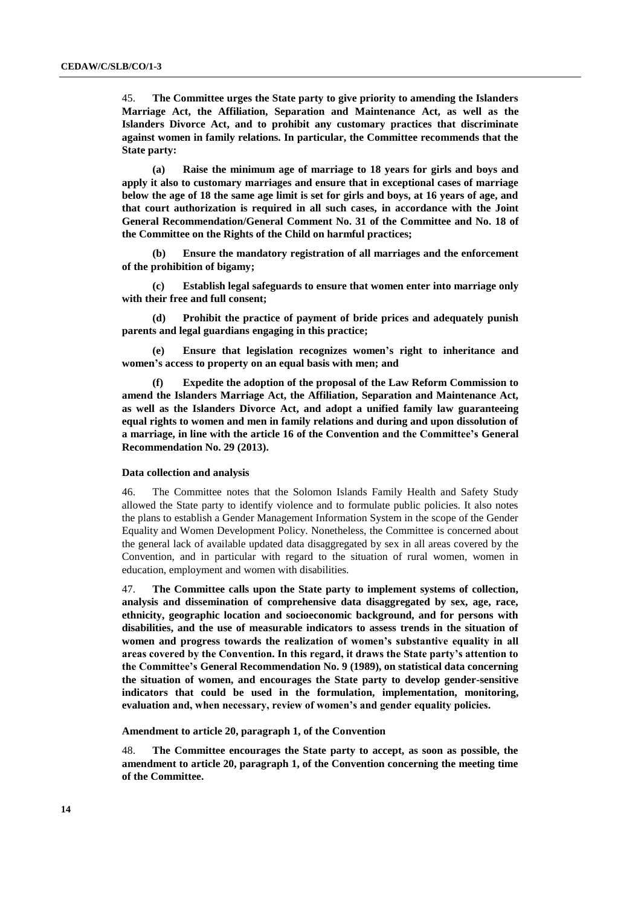45. **The Committee urges the State party to give priority to amending the Islanders Marriage Act, the Affiliation, Separation and Maintenance Act, as well as the Islanders Divorce Act, and to prohibit any customary practices that discriminate against women in family relations. In particular, the Committee recommends that the State party:**

**(a) Raise the minimum age of marriage to 18 years for girls and boys and apply it also to customary marriages and ensure that in exceptional cases of marriage below the age of 18 the same age limit is set for girls and boys, at 16 years of age, and that court authorization is required in all such cases, in accordance with the Joint General Recommendation/General Comment No. 31 of the Committee and No. 18 of the Committee on the Rights of the Child on harmful practices;**

**(b) Ensure the mandatory registration of all marriages and the enforcement of the prohibition of bigamy;**

**(c) Establish legal safeguards to ensure that women enter into marriage only with their free and full consent;**

**(d) Prohibit the practice of payment of bride prices and adequately punish parents and legal guardians engaging in this practice;**

**(e) Ensure that legislation recognizes women's right to inheritance and women's access to property on an equal basis with men; and**

**(f) Expedite the adoption of the proposal of the Law Reform Commission to amend the Islanders Marriage Act, the Affiliation, Separation and Maintenance Act, as well as the Islanders Divorce Act, and adopt a unified family law guaranteeing equal rights to women and men in family relations and during and upon dissolution of a marriage, in line with the article 16 of the Convention and the Committee's General Recommendation No. 29 (2013).**

#### Data collection and analysis

46. The Committee notes that the Solomon Islands Family Health and Safety Study allowed the State party to identify violence and to formulate public policies. It also notes the plans to establish a Gender Management Information System in the scope of the Gender Equality and Women Development Policy. Nonetheless, the Committee is concerned about the general lack of available updated data disaggregated by sex in all areas covered by the Convention, and in particular with regard to the situation of rural women, women in education, employment and women with disabilities.

47. **The Committee calls upon the State party to implement systems of collection, analysis and dissemination of comprehensive data disaggregated by sex, age, race, ethnicity, geographic location and socioeconomic background, and for persons with disabilities, and the use of measurable indicators to assess trends in the situation of women and progress towards the realization of women's substantive equality in all areas covered by the Convention. In this regard, it draws the State party's attention to the Committee's General Recommendation No. 9 (1989), on statistical data concerning the situation of women, and encourages the State party to develop gender-sensitive indicators that could be used in the formulation, implementation, monitoring, evaluation and, when necessary, review of women's and gender equality policies.**

#### Amendment to article 20, paragraph 1, of the Convention

48. **The Committee encourages the State party to accept, as soon as possible, the amendment to article 20, paragraph 1, of the Convention concerning the meeting time of the Committee.**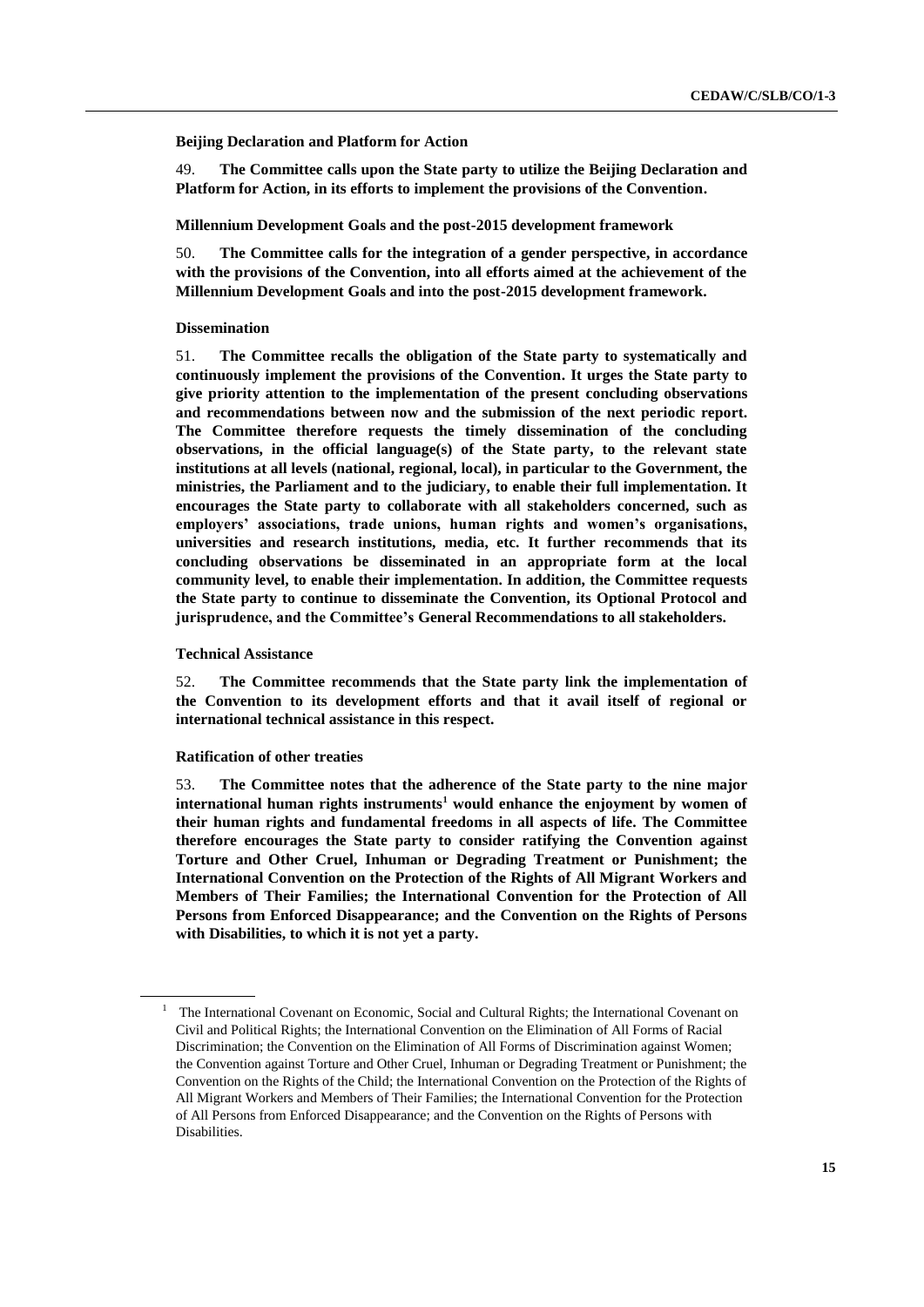**Beijing Declaration and Platform for Action**

49. **The Committee calls upon the State party to utilize the Beijing Declaration and Platform for Action, in its efforts to implement the provisions of the Convention.**

**Millennium Development Goals and the post-2015 development framework**

50. **The Committee calls for the integration of a gender perspective, in accordance with the provisions of the Convention, into all efforts aimed at the achievement of the Millennium Development Goals and into the post-2015 development framework.**

**Dissemination**

51. **The Committee recalls the obligation of the State party to systematically and continuously implement the provisions of the Convention. It urges the State party to give priority attention to the implementation of the present concluding observations and recommendations between now and the submission of the next periodic report. The Committee therefore requests the timely dissemination of the concluding observations, in the official language(s) of the State party, to the relevant state institutions at all levels (national, regional, local), in particular to the Government, the ministries, the Parliament and to the judiciary, to enable their full implementation. It encourages the State party to collaborate with all stakeholders concerned, such as employers' associations, trade unions, human rights and women's organisations, universities and research institutions, media, etc. It further recommends that its concluding observations be disseminated in an appropriate form at the local community level, to enable their implementation. In addition, the Committee requests the State party to continue to disseminate the Convention, its Optional Protocol and jurisprudence, and the Committee's General Recommendations to all stakeholders.**

**Technical Assistance**

52. **The Committee recommends that the State party link the implementation of the Convention to its development efforts and that it avail itself of regional or international technical assistance in this respect.**

**Ratification of other treaties**

53. **The Committee notes that the adherence of the State party to the nine major international human rights instruments[1] would enhance the enjoyment by women of their human rights and fundamental freedoms in all aspects of life. The Committee therefore encourages the State party to consider ratifying the Convention against Torture and Other Cruel, Inhuman or Degrading Treatment or Punishment; the International Convention on the Protection of the Rights of All Migrant Workers and Members of Their Families; the International Convention for the Protection of All Persons from Enforced Disappearance; and the Convention on the Rights of Persons with Disabilities, to which it is not yet a party.**

---

[1] The International Covenant on Economic, Social and Cultural Rights; the International Covenant on Civil and Political Rights; the International Convention on the Elimination of All Forms of Racial Discrimination; the Convention on the Elimination of All Forms of Discrimination against Women; the Convention against Torture and Other Cruel, Inhuman or Degrading Treatment or Punishment; the Convention on the Rights of the Child; the International Convention on the Protection of the Rights of All Migrant Workers and Members of Their Families; the International Convention for the Protection of All Persons from Enforced Disappearance; and the Convention on the Rights of Persons with Disabilities.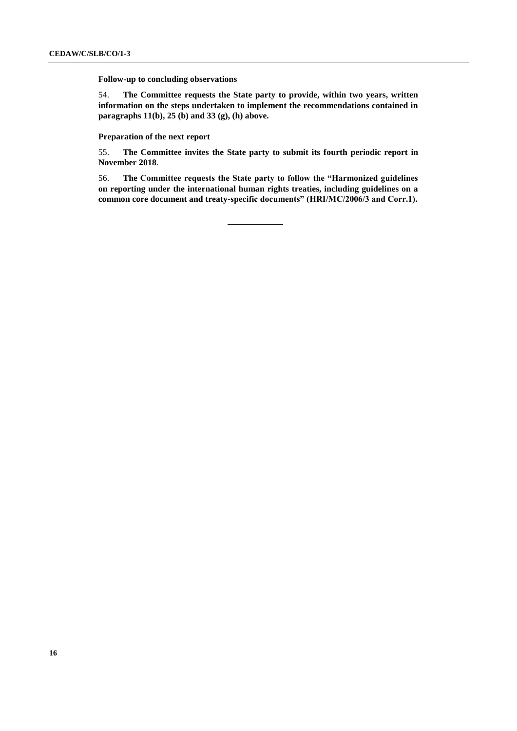**Follow-up to concluding observations**

54. **The Committee requests the State party to provide, within two years, written information on the steps undertaken to implement the recommendations contained in paragraphs 11(b), 25 (b) and 33 (g), (h) above.**

**Preparation of the next report**

55. **The Committee invites the State party to submit its fourth periodic report in November 2018**.

56. **The Committee requests the State party to follow the "Harmonized guidelines on reporting under the international human rights treaties, including guidelines on a common core document and treaty-specific documents" (HRI/MC/2006/3 and Corr.1).**